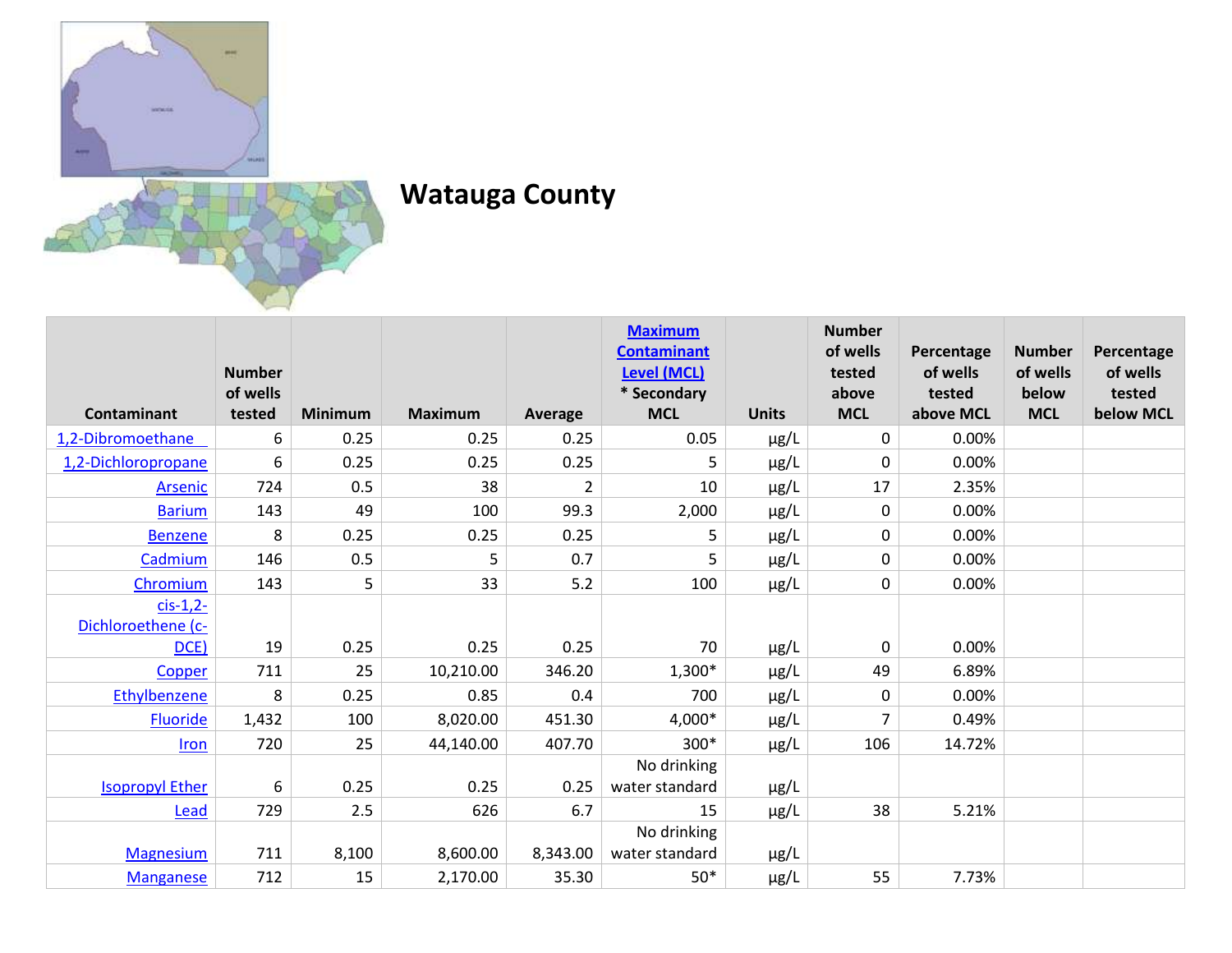# Watauga County

| Contaminant | Number of wells tested | Minimum | Maximum | Average | Maximum Contaminant Level (MCL) * Secondary MCL | Units | Number of wells tested above MCL | Percentage of wells tested above MCL | Number of wells below MCL | Percentage of wells tested below MCL |
|---|---|---|---|---|---|---|---|---|---|---|
| 1,2-Dibromoethane | 6 | 0.25 | 0.25 | 0.25 | 0.05 | µg/L | 0 | 0.00% | | |
| 1,2-Dichloropropane | 6 | 0.25 | 0.25 | 0.25 | 5 | µg/L | 0 | 0.00% | | |
| Arsenic | 724 | 0.5 | 38 | 2 | 10 | µg/L | 17 | 2.35% | | |
| Barium | 143 | 49 | 100 | 99.3 | 2,000 | µg/L | 0 | 0.00% | | |
| Benzene | 8 | 0.25 | 0.25 | 0.25 | 5 | µg/L | 0 | 0.00% | | |
| Cadmium | 146 | 0.5 | 5 | 0.7 | 5 | µg/L | 0 | 0.00% | | |
| Chromium | 143 | 5 | 33 | 5.2 | 100 | µg/L | 0 | 0.00% | | |
| cis-1,2-Dichloroethene (c-DCE) | 19 | 0.25 | 0.25 | 0.25 | 70 | µg/L | 0 | 0.00% | | |
| Copper | 711 | 25 | 10,210.00 | 346.20 | 1,300* | µg/L | 49 | 6.89% | | |
| Ethylbenzene | 8 | 0.25 | 0.85 | 0.4 | 700 | µg/L | 0 | 0.00% | | |
| Fluoride | 1,432 | 100 | 8,020.00 | 451.30 | 4,000* | µg/L | 7 | 0.49% | | |
| Iron | 720 | 25 | 44,140.00 | 407.70 | 300* | µg/L | 106 | 14.72% | | |
| Isopropyl Ether | 6 | 0.25 | 0.25 | 0.25 | No drinking water standard | µg/L | | | | |
| Lead | 729 | 2.5 | 626 | 6.7 | 15 | µg/L | 38 | 5.21% | | |
| Magnesium | 711 | 8,100 | 8,600.00 | 8,343.00 | No drinking water standard | µg/L | | | | |
| Manganese | 712 | 15 | 2,170.00 | 35.30 | 50* | µg/L | 55 | 7.73% | | |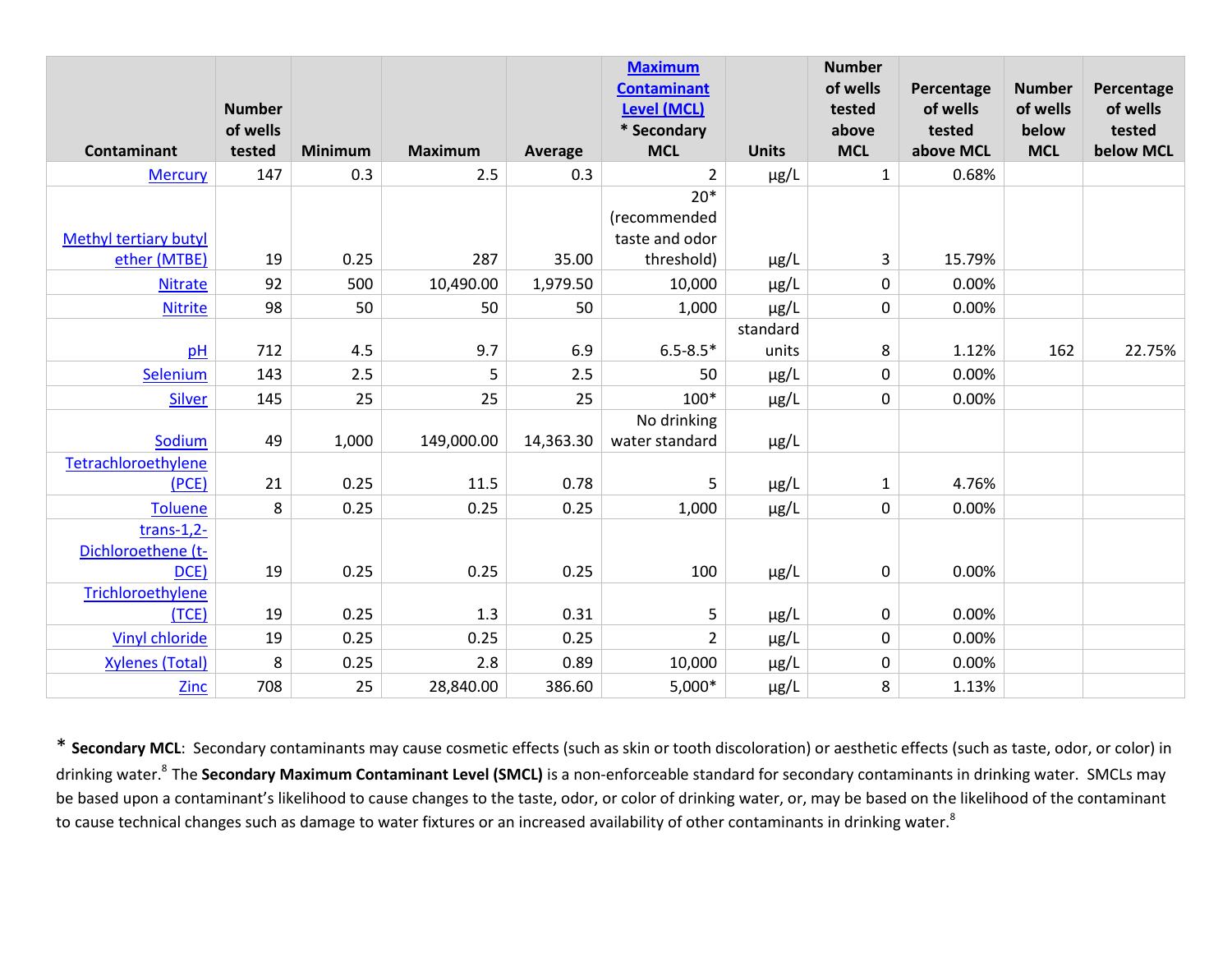| Contaminant | Number of wells tested | Minimum | Maximum | Average | Maximum Contaminant Level (MCL) * Secondary MCL | Units | Number of wells tested above MCL | Percentage of wells tested above MCL | Number of wells below MCL | Percentage of wells tested below MCL |
|---|---|---|---|---|---|---|---|---|---|---|
| Mercury | 147 | 0.3 | 2.5 | 0.3 | 2 | µg/L | 1 | 0.68% | | |
| Methyl tertiary butyl ether (MTBE) | 19 | 0.25 | 287 | 35.00 | 20* (recommended taste and odor threshold) | µg/L | 3 | 15.79% | | |
| Nitrate | 92 | 500 | 10,490.00 | 1,979.50 | 10,000 | µg/L | 0 | 0.00% | | |
| Nitrite | 98 | 50 | 50 | 50 | 1,000 | µg/L | 0 | 0.00% | | |
| pH | 712 | 4.5 | 9.7 | 6.9 | 6.5-8.5* | standard units | 8 | 1.12% | 162 | 22.75% |
| Selenium | 143 | 2.5 | 5 | 2.5 | 50 | µg/L | 0 | 0.00% | | |
| Silver | 145 | 25 | 25 | 25 | 100* | µg/L | 0 | 0.00% | | |
| Sodium | 49 | 1,000 | 149,000.00 | 14,363.30 | No drinking water standard | µg/L | | | | |
| Tetrachloroethylene (PCE) | 21 | 0.25 | 11.5 | 0.78 | 5 | µg/L | 1 | 4.76% | | |
| Toluene | 8 | 0.25 | 0.25 | 0.25 | 1,000 | µg/L | 0 | 0.00% | | |
| trans-1,2-Dichloroethene (t-DCE) | 19 | 0.25 | 0.25 | 0.25 | 100 | µg/L | 0 | 0.00% | | |
| Trichloroethylene (TCE) | 19 | 0.25 | 1.3 | 0.31 | 5 | µg/L | 0 | 0.00% | | |
| Vinyl chloride | 19 | 0.25 | 0.25 | 0.25 | 2 | µg/L | 0 | 0.00% | | |
| Xylenes (Total) | 8 | 0.25 | 2.8 | 0.89 | 10,000 | µg/L | 0 | 0.00% | | |
| Zinc | 708 | 25 | 28,840.00 | 386.60 | 5,000* | µg/L | 8 | 1.13% | | |

* **Secondary MCL**: Secondary contaminants may cause cosmetic effects (such as skin or tooth discoloration) or aesthetic effects (such as taste, odor, or color) in drinking water.[8] The **Secondary Maximum Contaminant Level (SMCL)** is a non-enforceable standard for secondary contaminants in drinking water. SMCLs may be based upon a contaminant's likelihood to cause changes to the taste, odor, or color of drinking water, or, may be based on the likelihood of the contaminant to cause technical changes such as damage to water fixtures or an increased availability of other contaminants in drinking water.[8]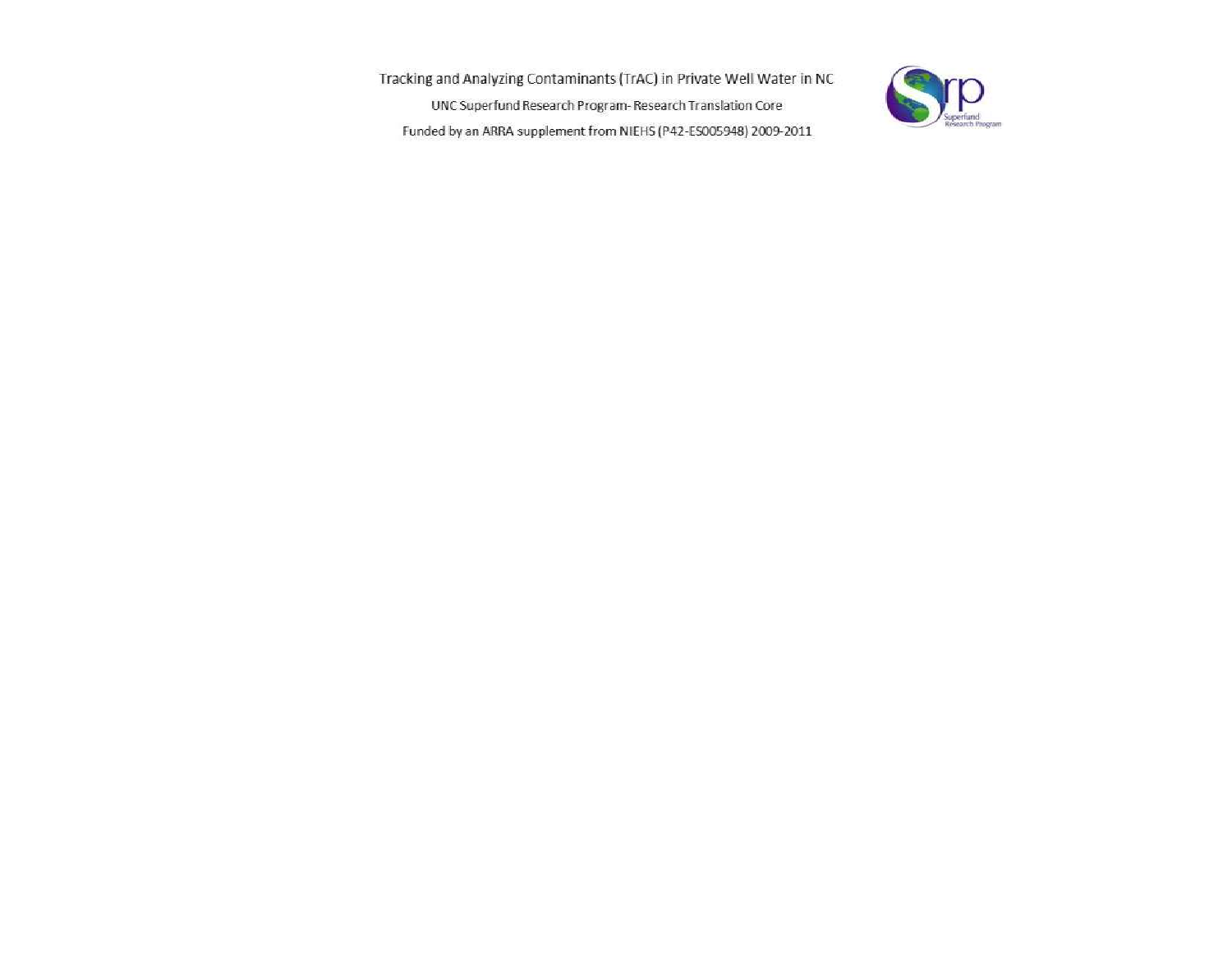Tracking and Analyzing Contaminants (TrAC) in Private Well Water in NC

UNC Superfund Research Program- Research Translation Core

Funded by an ARRA supplement from NIEHS (P42-ES005948) 2009-2011